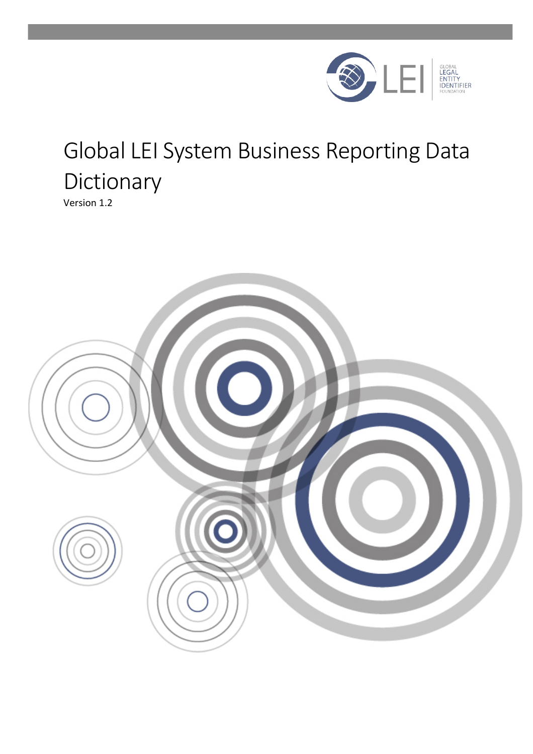# Global LEI System Business Reporting Data Dictionary

Version 1.2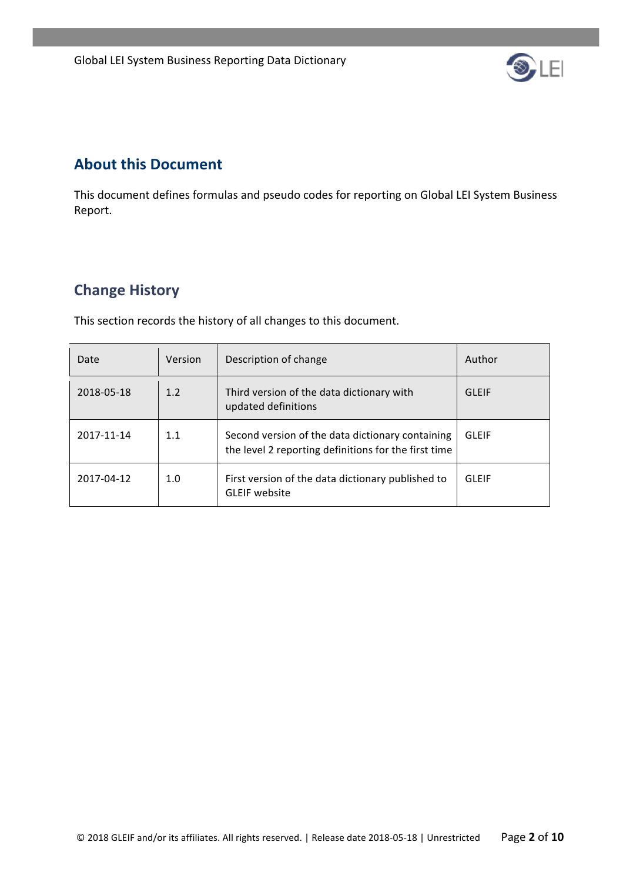## About this Document

This document defines formulas and pseudo codes for reporting on Global LEI System Business Report.

## Change History

This section records the history of all changes to this document.

| Date | Version | Description of change | Author |
|---|---|---|---|
| 2018-05-18 | 1.2 | Third version of the data dictionary with updated definitions | GLEIF |
| 2017-11-14 | 1.1 | Second version of the data dictionary containing the level 2 reporting definitions for the first time | GLEIF |
| 2017-04-12 | 1.0 | First version of the data dictionary published to GLEIF website | GLEIF |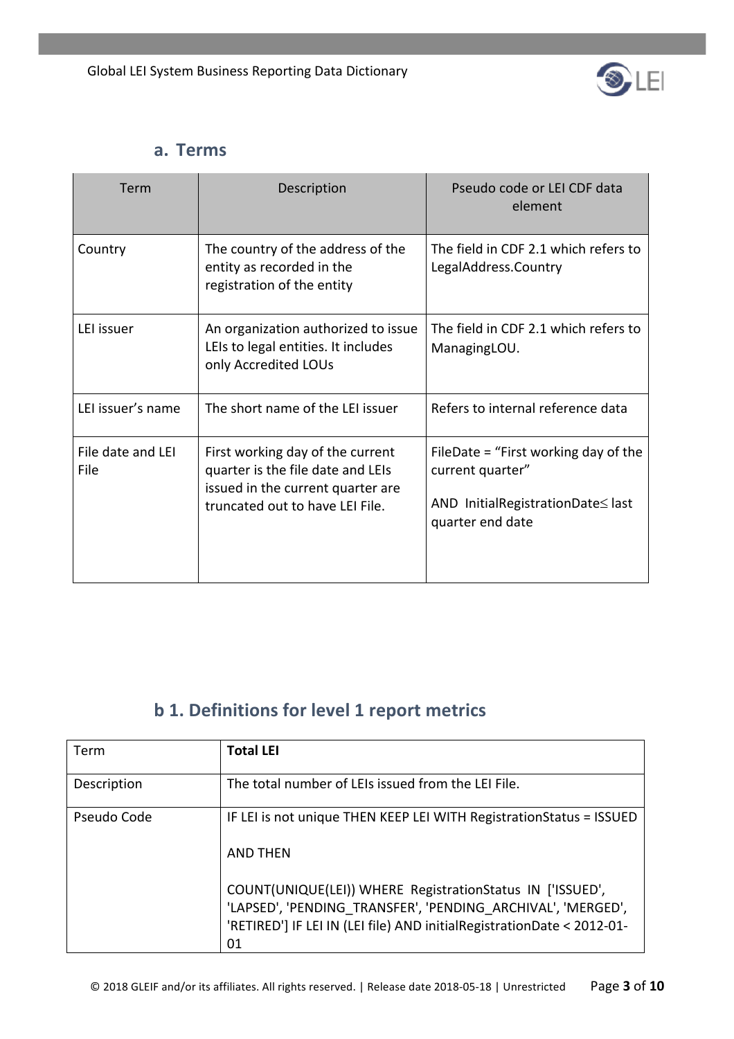## a. Terms

| Term | Description | Pseudo code or LEI CDF data element |
|---|---|---|
| Country | The country of the address of the entity as recorded in the registration of the entity | The field in CDF 2.1 which refers to LegalAddress.Country |
| LEI issuer | An organization authorized to issue LEIs to legal entities. It includes only Accredited LOUs | The field in CDF 2.1 which refers to ManagingLOU. |
| LEI issuer's name | The short name of the LEI issuer | Refers to internal reference data |
| File date and LEI File | First working day of the current quarter is the file date and LEIs issued in the current quarter are truncated out to have LEI File. | FileDate = "First working day of the current quarter"<br><br>AND InitialRegistrationDate≤ last quarter end date |

## b 1. Definitions for level 1 report metrics

| Term | **Total LEI** |
|---|---|
| Description | The total number of LEIs issued from the LEI File. |
| Pseudo Code | IF LEI is not unique THEN KEEP LEI WITH RegistrationStatus = ISSUED<br><br>AND THEN<br><br>COUNT(UNIQUE(LEI)) WHERE RegistrationStatus IN ['ISSUED', 'LAPSED', 'PENDING_TRANSFER', 'PENDING_ARCHIVAL', 'MERGED', 'RETIRED'] IF LEI IN (LEI file) AND initialRegistrationDate < 2012-01-01 |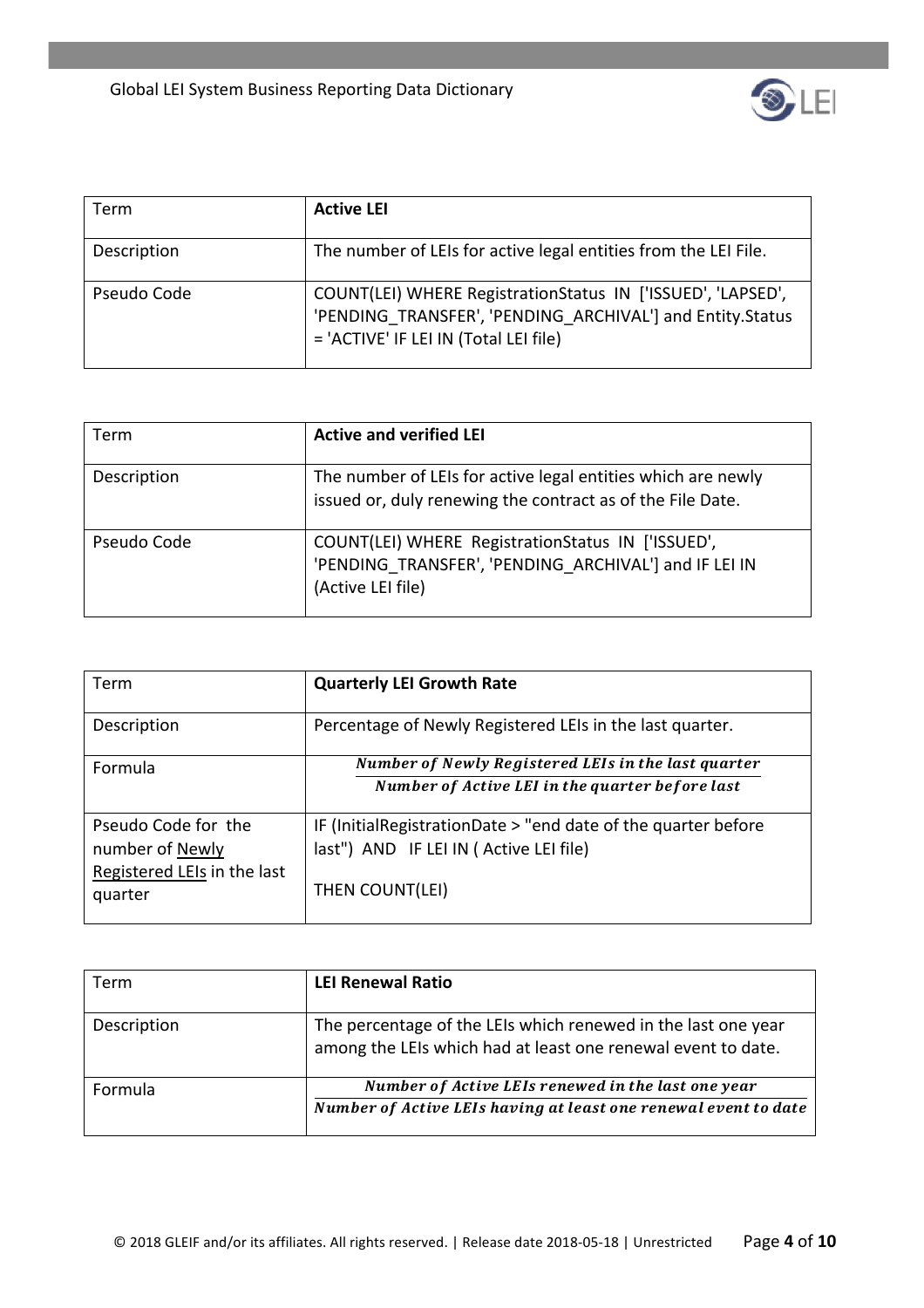| Term | **Active LEI** |
| --- | --- |
| Description | The number of LEIs for active legal entities from the LEI File. |
| Pseudo Code | COUNT(LEI) WHERE RegistrationStatus IN ['ISSUED', 'LAPSED', 'PENDING_TRANSFER', 'PENDING_ARCHIVAL'] and Entity.Status = 'ACTIVE' IF LEI IN (Total LEI file) |

| Term | **Active and verified LEI** |
| --- | --- |
| Description | The number of LEIs for active legal entities which are newly issued or, duly renewing the contract as of the File Date. |
| Pseudo Code | COUNT(LEI) WHERE RegistrationStatus IN ['ISSUED', 'PENDING_TRANSFER', 'PENDING_ARCHIVAL'] and IF LEI IN (Active LEI file) |

| Term | **Quarterly LEI Growth Rate** |
| --- | --- |
| Description | Percentage of Newly Registered LEIs in the last quarter. |
| Formula | $\frac{\textit{Number of Newly Registered LEIs in the last quarter}}{\textit{Number of Active LEI in the quarter before last}}$ |
| Pseudo Code for the number of Newly Registered LEIs in the last quarter | IF (InitialRegistrationDate > "end date of the quarter before last") AND IF LEI IN ( Active LEI file) THEN COUNT(LEI) |

| Term | **LEI Renewal Ratio** |
| --- | --- |
| Description | The percentage of the LEIs which renewed in the last one year among the LEIs which had at least one renewal event to date. |
| Formula | $\frac{\textit{Number of Active LEIs renewed in the last one year}}{\textit{Number of Active LEIs having at least one renewal event to date}}$ |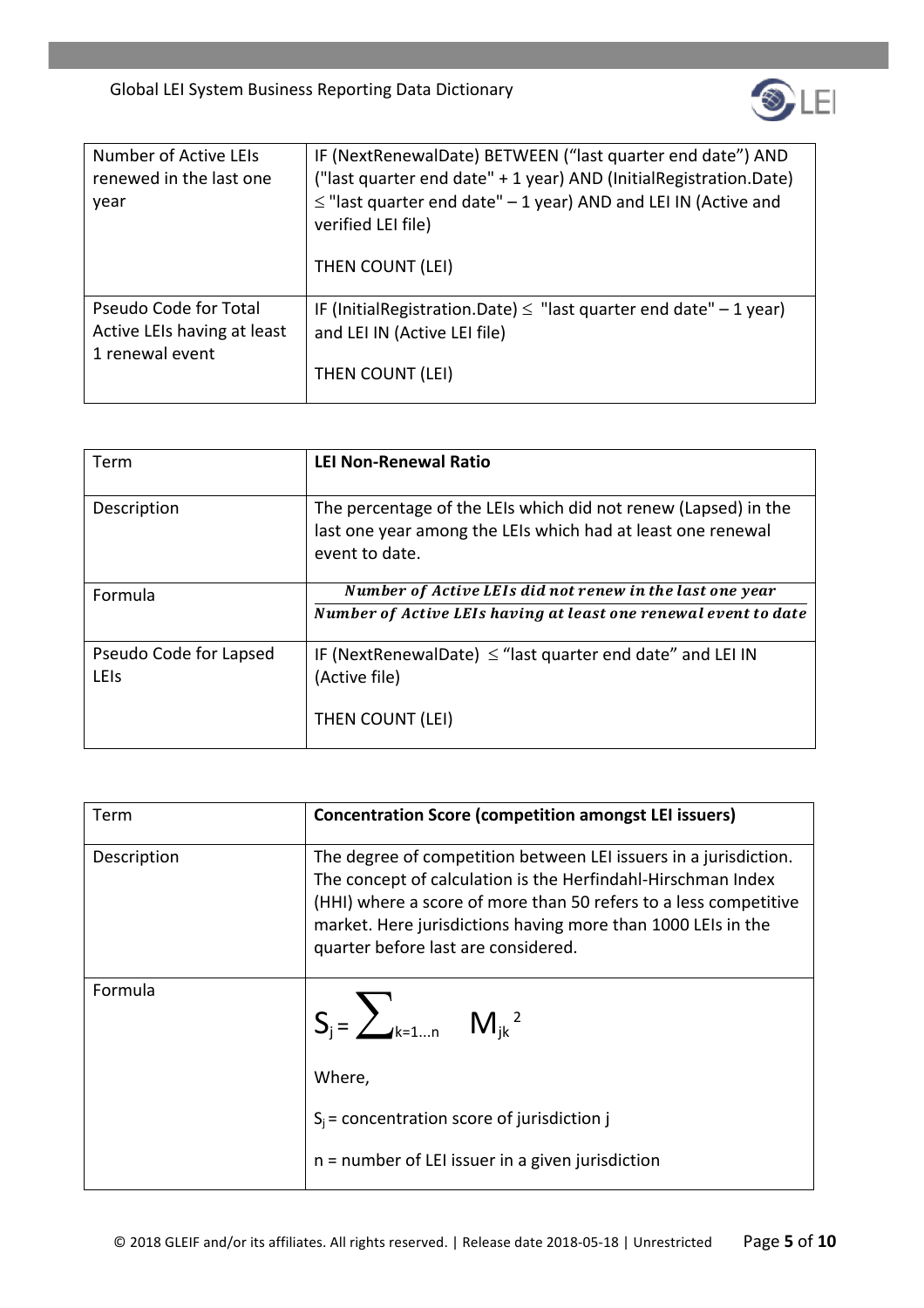| Number of Active LEIs renewed in the last one year | IF (NextRenewalDate) BETWEEN (“last quarter end date”) AND ("last quarter end date" + 1 year) AND (InitialRegistration.Date) ≤ "last quarter end date" – 1 year) AND and LEI IN (Active and verified LEI file)<br><br>THEN COUNT (LEI) |
|---|---|
| Pseudo Code for Total Active LEIs having at least 1 renewal event | IF (InitialRegistration.Date) ≤ "last quarter end date" – 1 year) and LEI IN (Active LEI file)<br><br>THEN COUNT (LEI) |

| Term | **LEI Non-Renewal Ratio** |
|---|---|
| Description | The percentage of the LEIs which did not renew (Lapsed) in the last one year among the LEIs which had at least one renewal event to date. |
| Formula | $\frac{\textit{Number of Active LEIs did not renew in the last one year}}{\textit{Number of Active LEIs having at least one renewal event to date}}$ |
| Pseudo Code for Lapsed LEIs | IF (NextRenewalDate) ≤ “last quarter end date” and LEI IN (Active file)<br><br>THEN COUNT (LEI) |

| Term | **Concentration Score (competition amongst LEI issuers)** |
|---|---|
| Description | The degree of competition between LEI issuers in a jurisdiction. The concept of calculation is the Herfindahl-Hirschman Index (HHI) where a score of more than 50 refers to a less competitive market. Here jurisdictions having more than 1000 LEIs in the quarter before last are considered. |
| Formula | $S_j = \sum_{k=1...n} M_{jk}^2$<br><br>Where,<br><br>$S_j$ = concentration score of jurisdiction j<br><br>n = number of LEI issuer in a given jurisdiction |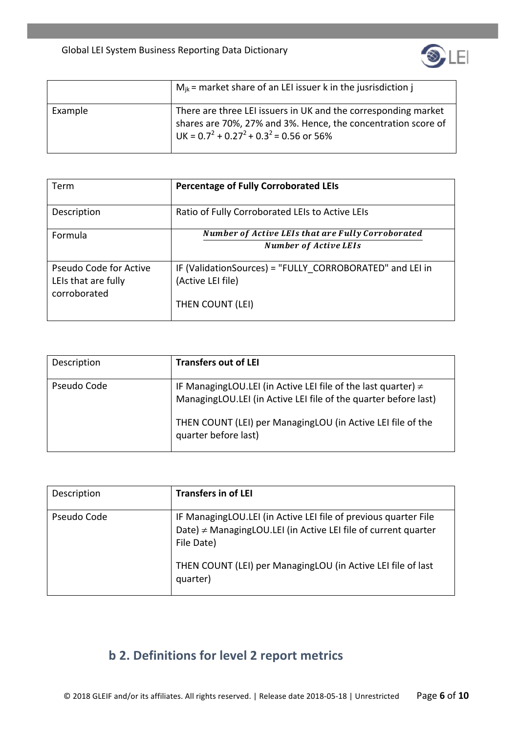|  | $M_{jk}$ = market share of an LEI issuer k in the jusrisdiction j |
| --- | --- |
| Example | There are three LEI issuers in UK and the corresponding market shares are 70%, 27% and 3%. Hence, the concentration score of UK = $0.7^2 + 0.27^2 + 0.3^2 = 0.56$ or 56% |

| Term | **Percentage of Fully Corroborated LEIs** |
| --- | --- |
| Description | Ratio of Fully Corroborated LEIs to Active LEIs |
| Formula | $\frac{\textit{Number of Active LEIs that are Fully Corroborated}}{\textit{Number of Active LEIs}}$ |
| Pseudo Code for Active LEIs that are fully corroborated | IF (ValidationSources) = "FULLY_CORROBORATED" and LEI in (Active LEI file)<br><br>THEN COUNT (LEI) |

| Description | **Transfers out of LEI** |
| --- | --- |
| Pseudo Code | IF ManagingLOU.LEI (in Active LEI file of the last quarter) ≠ ManagingLOU.LEI (in Active LEI file of the quarter before last)<br><br>THEN COUNT (LEI) per ManagingLOU (in Active LEI file of the quarter before last) |

| Description | **Transfers in of LEI** |
| --- | --- |
| Pseudo Code | IF ManagingLOU.LEI (in Active LEI file of previous quarter File Date) ≠ ManagingLOU.LEI (in Active LEI file of current quarter File Date)<br><br>THEN COUNT (LEI) per ManagingLOU (in Active LEI file of last quarter) |

## b 2. Definitions for level 2 report metrics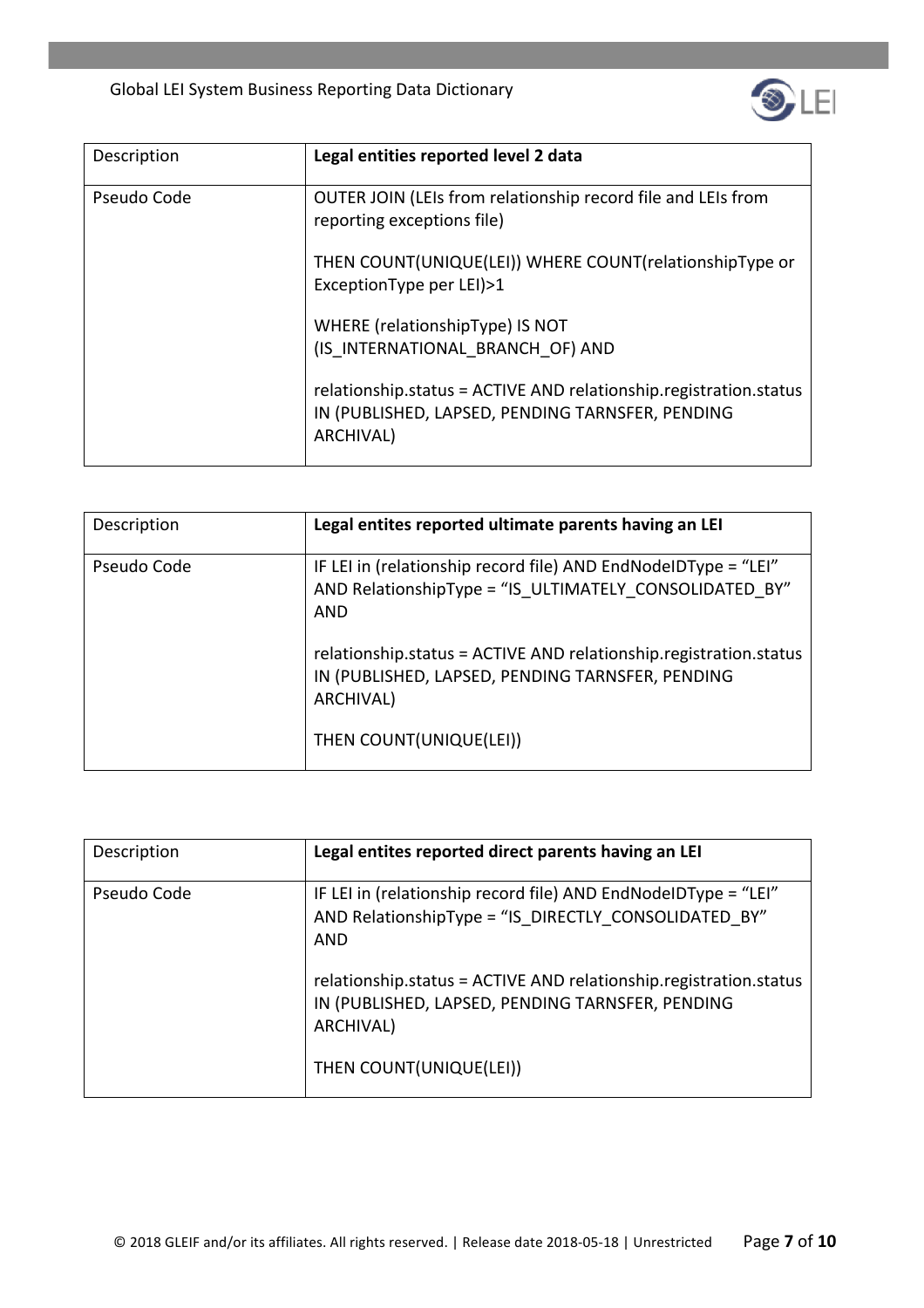| Description | **Legal entities reported level 2 data** |
| --- | --- |
| Pseudo Code | OUTER JOIN (LEIs from relationship record file and LEIs from reporting exceptions file)<br><br>THEN COUNT(UNIQUE(LEI)) WHERE COUNT(relationshipType or ExceptionType per LEI)>1<br><br>WHERE (relationshipType) IS NOT (IS_INTERNATIONAL_BRANCH_OF) AND<br><br>relationship.status = ACTIVE AND relationship.registration.status IN (PUBLISHED, LAPSED, PENDING TARNSFER, PENDING ARCHIVAL) |

| Description | **Legal entites reported ultimate parents having an LEI** |
| --- | --- |
| Pseudo Code | IF LEI in (relationship record file) AND EndNodeIDType = “LEI” AND RelationshipType = “IS_ULTIMATELY_CONSOLIDATED_BY” AND<br><br>relationship.status = ACTIVE AND relationship.registration.status IN (PUBLISHED, LAPSED, PENDING TARNSFER, PENDING ARCHIVAL)<br><br>THEN COUNT(UNIQUE(LEI)) |

| Description | **Legal entites reported direct parents having an LEI** |
| --- | --- |
| Pseudo Code | IF LEI in (relationship record file) AND EndNodeIDType = “LEI” AND RelationshipType = “IS_DIRECTLY_CONSOLIDATED_BY” AND<br><br>relationship.status = ACTIVE AND relationship.registration.status IN (PUBLISHED, LAPSED, PENDING TARNSFER, PENDING ARCHIVAL)<br><br>THEN COUNT(UNIQUE(LEI)) |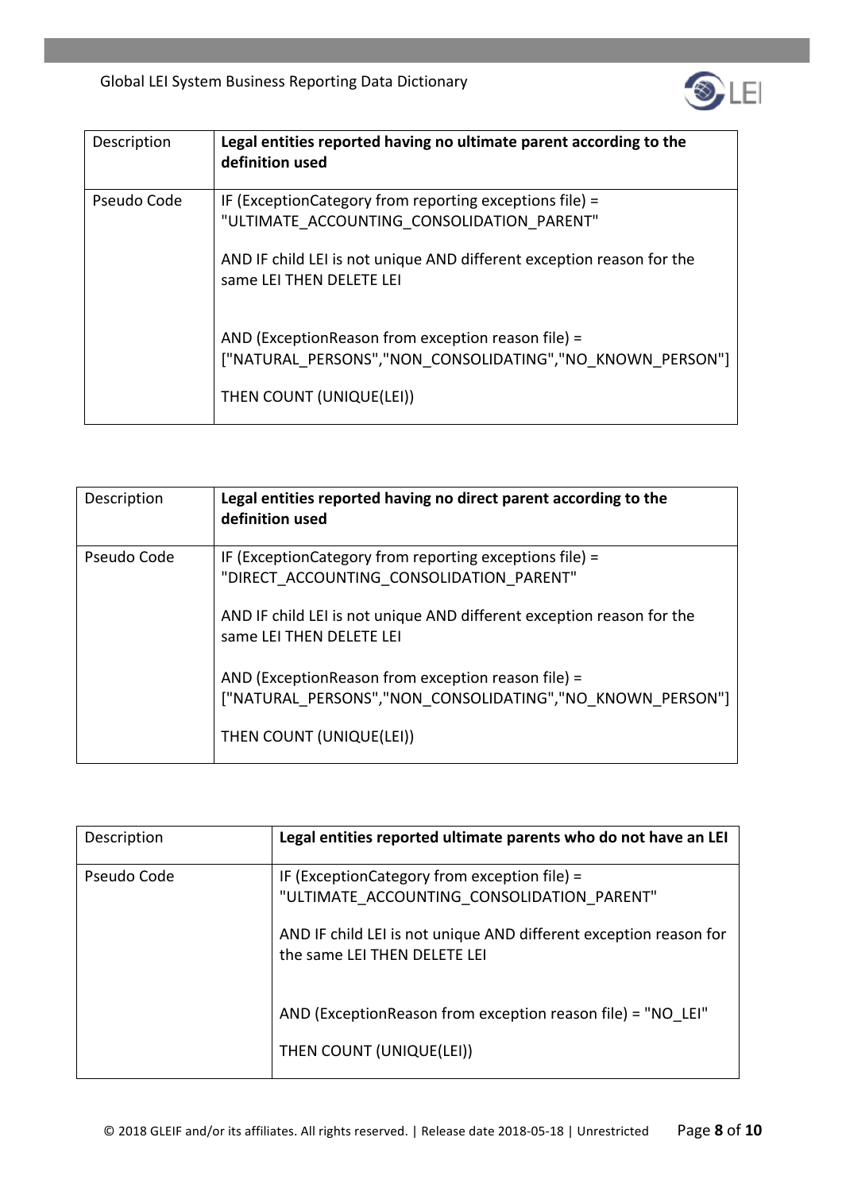| Description | **Legal entities reported having no ultimate parent according to the definition used** |
|---|---|
| Pseudo Code | IF (ExceptionCategory from reporting exceptions file) = "ULTIMATE_ACCOUNTING_CONSOLIDATION_PARENT"<br><br>AND IF child LEI is not unique AND different exception reason for the same LEI THEN DELETE LEI<br><br>AND (ExceptionReason from exception reason file) = ["NATURAL_PERSONS","NON_CONSOLIDATING","NO_KNOWN_PERSON"]<br><br>THEN COUNT (UNIQUE(LEI)) |

| Description | **Legal entities reported having no direct parent according to the definition used** |
|---|---|
| Pseudo Code | IF (ExceptionCategory from reporting exceptions file) = "DIRECT_ACCOUNTING_CONSOLIDATION_PARENT"<br><br>AND IF child LEI is not unique AND different exception reason for the same LEI THEN DELETE LEI<br><br>AND (ExceptionReason from exception reason file) = ["NATURAL_PERSONS","NON_CONSOLIDATING","NO_KNOWN_PERSON"]<br><br>THEN COUNT (UNIQUE(LEI)) |

| Description | **Legal entities reported ultimate parents who do not have an LEI** |
|---|---|
| Pseudo Code | IF (ExceptionCategory from exception file) = "ULTIMATE_ACCOUNTING_CONSOLIDATION_PARENT"<br><br>AND IF child LEI is not unique AND different exception reason for the same LEI THEN DELETE LEI<br><br>AND (ExceptionReason from exception reason file) = "NO_LEI"<br><br>THEN COUNT (UNIQUE(LEI)) |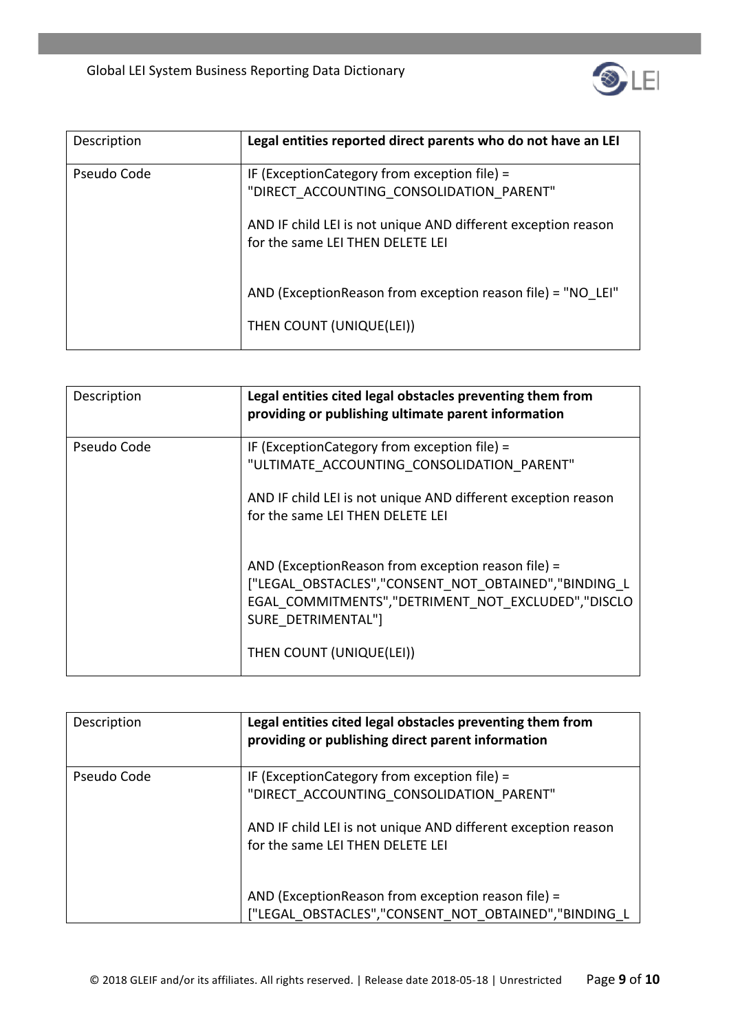| Description | **Legal entities reported direct parents who do not have an LEI** |
|---|---|
| Pseudo Code | IF (ExceptionCategory from exception file) = "DIRECT_ACCOUNTING_CONSOLIDATION_PARENT"<br><br>AND IF child LEI is not unique AND different exception reason for the same LEI THEN DELETE LEI<br><br>AND (ExceptionReason from exception reason file) = "NO_LEI"<br><br>THEN COUNT (UNIQUE(LEI)) |

| Description | **Legal entities cited legal obstacles preventing them from providing or publishing ultimate parent information** |
|---|---|
| Pseudo Code | IF (ExceptionCategory from exception file) = "ULTIMATE_ACCOUNTING_CONSOLIDATION_PARENT"<br><br>AND IF child LEI is not unique AND different exception reason for the same LEI THEN DELETE LEI<br><br>AND (ExceptionReason from exception reason file) = ["LEGAL_OBSTACLES","CONSENT_NOT_OBTAINED","BINDING_LEGAL_COMMITMENTS","DETRIMENT_NOT_EXCLUDED","DISCLOSURE_DETRIMENTAL"]<br><br>THEN COUNT (UNIQUE(LEI)) |

| Description | **Legal entities cited legal obstacles preventing them from providing or publishing direct parent information** |
|---|---|
| Pseudo Code | IF (ExceptionCategory from exception file) = "DIRECT_ACCOUNTING_CONSOLIDATION_PARENT"<br><br>AND IF child LEI is not unique AND different exception reason for the same LEI THEN DELETE LEI<br><br>AND (ExceptionReason from exception reason file) = ["LEGAL_OBSTACLES","CONSENT_NOT_OBTAINED","BINDING_L |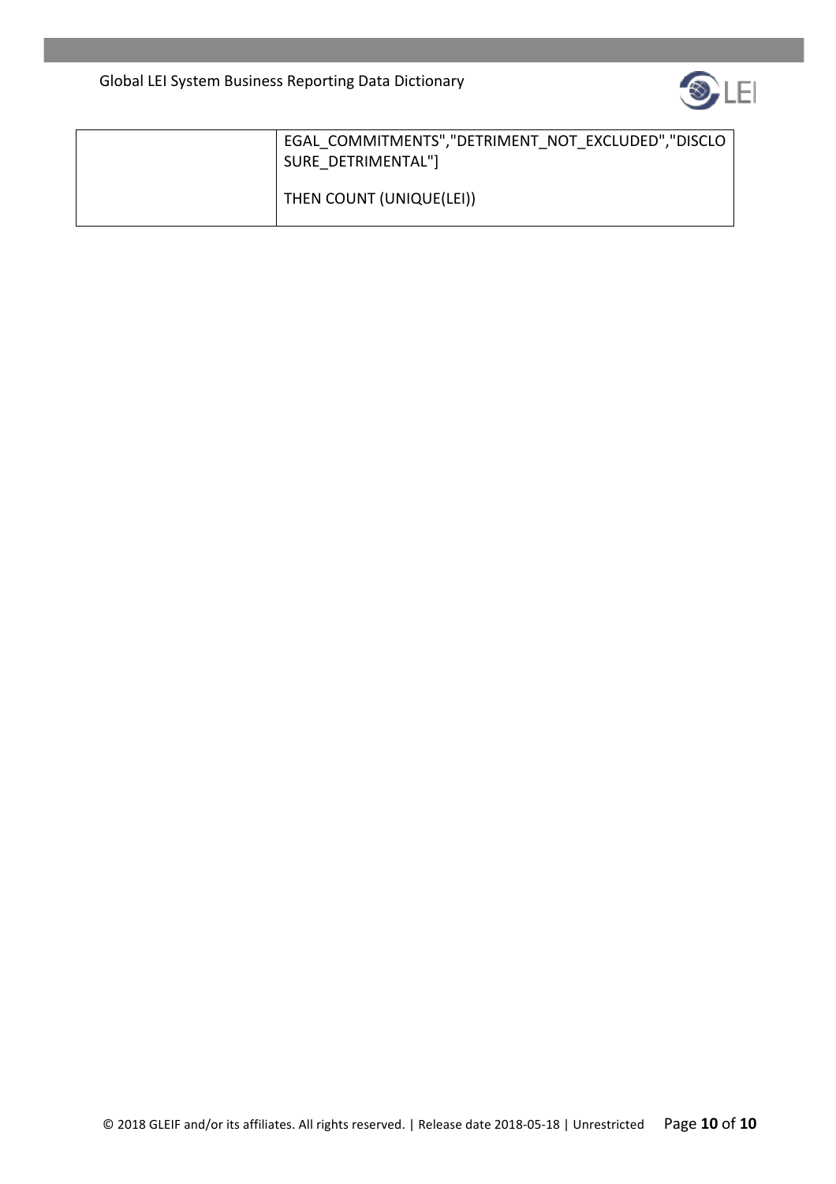| | |
|---|---|
| | EGAL_COMMITMENTS","DETRIMENT_NOT_EXCLUDED","DISCLOSURE_DETRIMENTAL"]<br><br>THEN COUNT (UNIQUE(LEI)) |